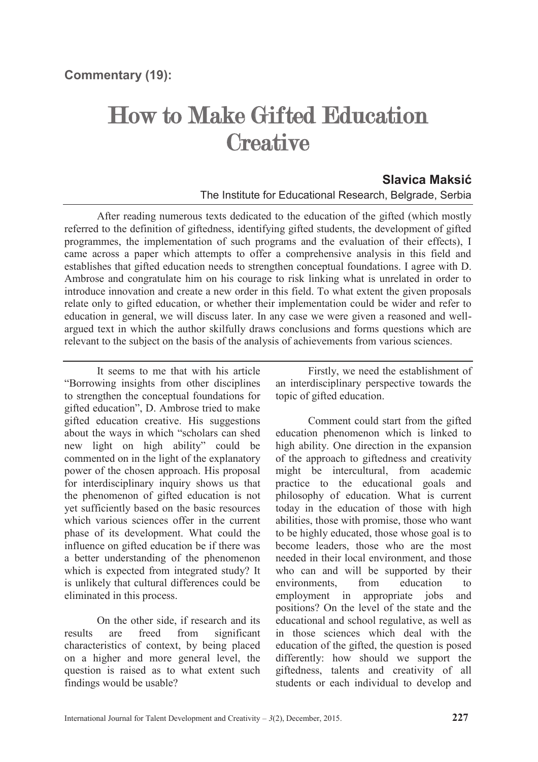**Commentary (19):**

# How to Make Gifted Education Creative

**Slavica Maksić**

The Institute for Educational Research, Belgrade, Serbia

After reading numerous texts dedicated to the education of the gifted (which mostly referred to the definition of giftedness, identifying gifted students, the development of gifted programmes, the implementation of such programs and the evaluation of their effects), I came across a paper which attempts to offer a comprehensive analysis in this field and establishes that gifted education needs to strengthen conceptual foundations. I agree with D. Ambrose and congratulate him on his courage to risk linking what is unrelated in order to introduce innovation and create a new order in this field. To what extent the given proposals relate only to gifted education, or whether their implementation could be wider and refer to education in general, we will discuss later. In any case we were given a reasoned and well-argued text in which the author skilfully draws conclusions and forms questions which are relevant to the subject on the basis of the analysis of achievements from various sciences.

---

It seems to me that with his article "Borrowing insights from other disciplines to strengthen the conceptual foundations for gifted education", D. Ambrose tried to make gifted education creative. His suggestions about the ways in which "scholars can shed new light on high ability" could be commented on in the light of the explanatory power of the chosen approach. His proposal for interdisciplinary inquiry shows us that the phenomenon of gifted education is not yet sufficiently based on the basic resources which various sciences offer in the current phase of its development. What could the influence on gifted education be if there was a better understanding of the phenomenon which is expected from integrated study? It is unlikely that cultural differences could be eliminated in this process.

On the other side, if research and its results are freed from significant characteristics of context, by being placed on a higher and more general level, the question is raised as to what extent such findings would be usable?

Firstly, we need the establishment of an interdisciplinary perspective towards the topic of gifted education.

Comment could start from the gifted education phenomenon which is linked to high ability. One direction in the expansion of the approach to giftedness and creativity might be intercultural, from academic practice to the educational goals and philosophy of education. What is current today in the education of those with high abilities, those with promise, those who want to be highly educated, those whose goal is to become leaders, those who are the most needed in their local environment, and those who can and will be supported by their environments, from education to employment in appropriate jobs and positions? On the level of the state and the educational and school regulative, as well as in those sciences which deal with the education of the gifted, the question is posed differently: how should we support the giftedness, talents and creativity of all students or each individual to develop and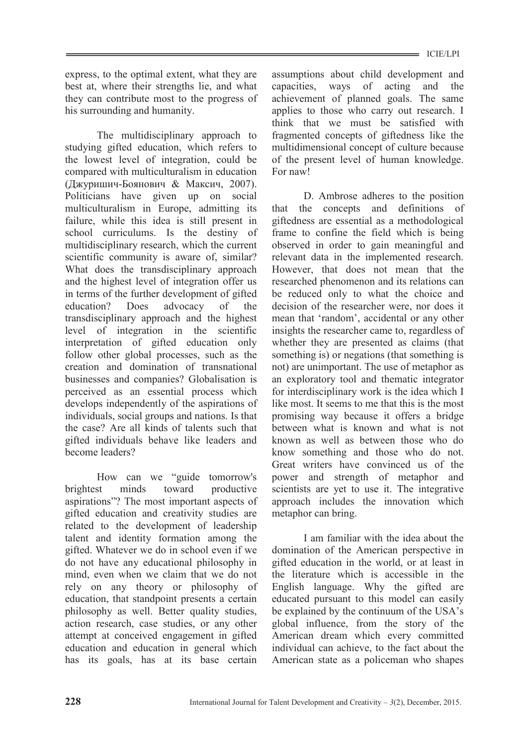express, to the optimal extent, what they are best at, where their strengths lie, and what they can contribute most to the progress of his surrounding and humanity.

The multidisciplinary approach to studying gifted education, which refers to the lowest level of integration, could be compared with multiculturalism in education (Джуришич-Боянович & Максич, 2007). Politicians have given up on social multiculturalism in Europe, admitting its failure, while this idea is still present in school curriculums. Is the destiny of multidisciplinary research, which the current scientific community is aware of, similar? What does the transdisciplinary approach and the highest level of integration offer us in terms of the further development of gifted education? Does advocacy of the transdisciplinary approach and the highest level of integration in the scientific interpretation of gifted education only follow other global processes, such as the creation and domination of transnational businesses and companies? Globalisation is perceived as an essential process which develops independently of the aspirations of individuals, social groups and nations. Is that the case? Are all kinds of talents such that gifted individuals behave like leaders and become leaders?

How can we "guide tomorrow's brightest minds toward productive aspirations"? The most important aspects of gifted education and creativity studies are related to the development of leadership talent and identity formation among the gifted. Whatever we do in school even if we do not have any educational philosophy in mind, even when we claim that we do not rely on any theory or philosophy of education, that standpoint presents a certain philosophy as well. Better quality studies, action research, case studies, or any other attempt at conceived engagement in gifted education and education in general which has its goals, has at its base certain assumptions about child development and capacities, ways of acting and the achievement of planned goals. The same applies to those who carry out research. I think that we must be satisfied with fragmented concepts of giftedness like the multidimensional concept of culture because of the present level of human knowledge. For naw!

D. Ambrose adheres to the position that the concepts and definitions of giftedness are essential as a methodological frame to confine the field which is being observed in order to gain meaningful and relevant data in the implemented research. However, that does not mean that the researched phenomenon and its relations can be reduced only to what the choice and decision of the researcher were, nor does it mean that 'random', accidental or any other insights the researcher came to, regardless of whether they are presented as claims (that something is) or negations (that something is not) are unimportant. The use of metaphor as an exploratory tool and thematic integrator for interdisciplinary work is the idea which I like most. It seems to me that this is the most promising way because it offers a bridge between what is known and what is not known as well as between those who do know something and those who do not. Great writers have convinced us of the power and strength of metaphor and scientists are yet to use it. The integrative approach includes the innovation which metaphor can bring.

I am familiar with the idea about the domination of the American perspective in gifted education in the world, or at least in the literature which is accessible in the English language. Why the gifted are educated pursuant to this model can easily be explained by the continuum of the USA's global influence, from the story of the American dream which every committed individual can achieve, to the fact about the American state as a policeman who shapes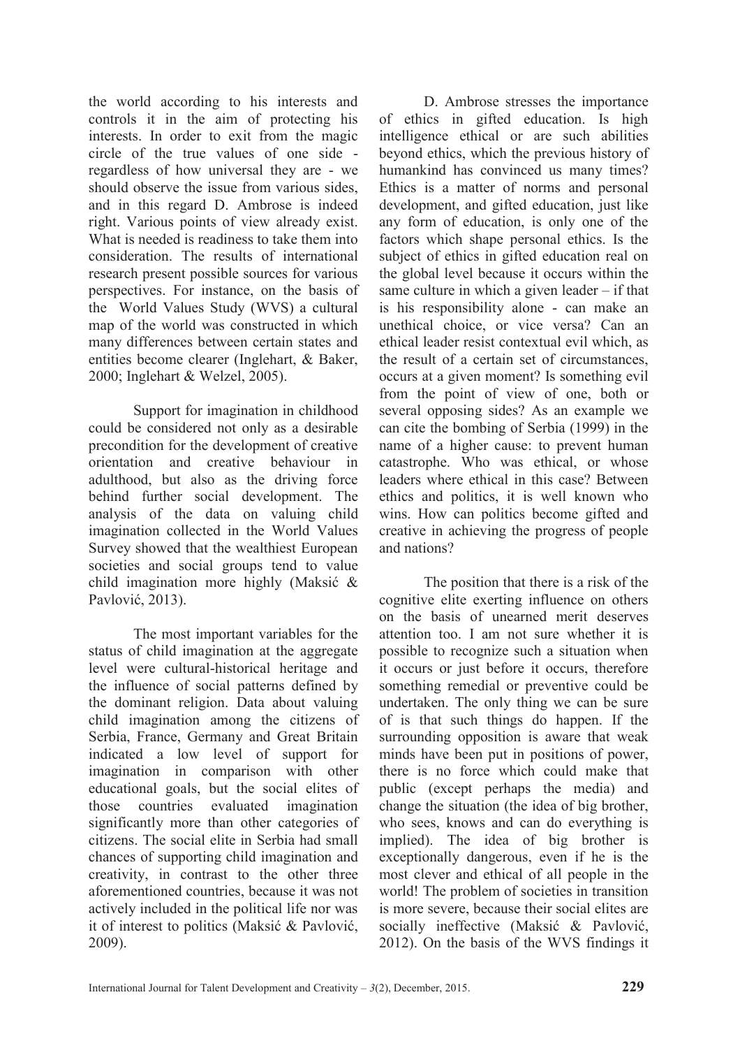the world according to his interests and controls it in the aim of protecting his interests. In order to exit from the magic circle of the true values of one side - regardless of how universal they are - we should observe the issue from various sides, and in this regard D. Ambrose is indeed right. Various points of view already exist. What is needed is readiness to take them into consideration. The results of international research present possible sources for various perspectives. For instance, on the basis of the World Values Study (WVS) a cultural map of the world was constructed in which many differences between certain states and entities become clearer (Inglehart, & Baker, 2000; Inglehart & Welzel, 2005).

Support for imagination in childhood could be considered not only as a desirable precondition for the development of creative orientation and creative behaviour in adulthood, but also as the driving force behind further social development. The analysis of the data on valuing child imagination collected in the World Values Survey showed that the wealthiest European societies and social groups tend to value child imagination more highly (Maksić & Pavlović, 2013).

The most important variables for the status of child imagination at the aggregate level were cultural-historical heritage and the influence of social patterns defined by the dominant religion. Data about valuing child imagination among the citizens of Serbia, France, Germany and Great Britain indicated a low level of support for imagination in comparison with other educational goals, but the social elites of those countries evaluated imagination significantly more than other categories of citizens. The social elite in Serbia had small chances of supporting child imagination and creativity, in contrast to the other three aforementioned countries, because it was not actively included in the political life nor was it of interest to politics (Maksić & Pavlović, 2009).

D. Ambrose stresses the importance of ethics in gifted education. Is high intelligence ethical or are such abilities beyond ethics, which the previous history of humankind has convinced us many times? Ethics is a matter of norms and personal development, and gifted education, just like any form of education, is only one of the factors which shape personal ethics. Is the subject of ethics in gifted education real on the global level because it occurs within the same culture in which a given leader – if that is his responsibility alone - can make an unethical choice, or vice versa? Can an ethical leader resist contextual evil which, as the result of a certain set of circumstances, occurs at a given moment? Is something evil from the point of view of one, both or several opposing sides? As an example we can cite the bombing of Serbia (1999) in the name of a higher cause: to prevent human catastrophe. Who was ethical, or whose leaders where ethical in this case? Between ethics and politics, it is well known who wins. How can politics become gifted and creative in achieving the progress of people and nations?

The position that there is a risk of the cognitive elite exerting influence on others on the basis of unearned merit deserves attention too. I am not sure whether it is possible to recognize such a situation when it occurs or just before it occurs, therefore something remedial or preventive could be undertaken. The only thing we can be sure of is that such things do happen. If the surrounding opposition is aware that weak minds have been put in positions of power, there is no force which could make that public (except perhaps the media) and change the situation (the idea of big brother, who sees, knows and can do everything is implied). The idea of big brother is exceptionally dangerous, even if he is the most clever and ethical of all people in the world! The problem of societies in transition is more severe, because their social elites are socially ineffective (Maksić & Pavlović, 2012). On the basis of the WVS findings it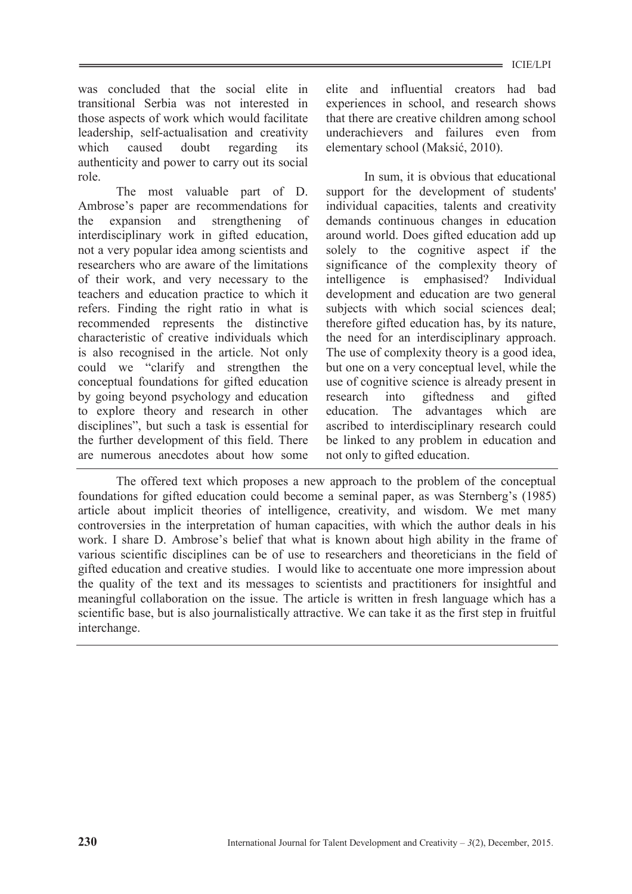was concluded that the social elite in transitional Serbia was not interested in those aspects of work which would facilitate leadership, self-actualisation and creativity which caused doubt regarding its authenticity and power to carry out its social role.

The most valuable part of D. Ambrose's paper are recommendations for the expansion and strengthening of interdisciplinary work in gifted education, not a very popular idea among scientists and researchers who are aware of the limitations of their work, and very necessary to the teachers and education practice to which it refers. Finding the right ratio in what is recommended represents the distinctive characteristic of creative individuals which is also recognised in the article. Not only could we "clarify and strengthen the conceptual foundations for gifted education by going beyond psychology and education to explore theory and research in other disciplines", but such a task is essential for the further development of this field. There are numerous anecdotes about how some elite and influential creators had bad experiences in school, and research shows that there are creative children among school underachievers and failures even from elementary school (Maksić, 2010).

In sum, it is obvious that educational support for the development of students' individual capacities, talents and creativity demands continuous changes in education around world. Does gifted education add up solely to the cognitive aspect if the significance of the complexity theory of intelligence is emphasised? Individual development and education are two general subjects with which social sciences deal; therefore gifted education has, by its nature, the need for an interdisciplinary approach. The use of complexity theory is a good idea, but one on a very conceptual level, while the use of cognitive science is already present in research into giftedness and gifted education. The advantages which are ascribed to interdisciplinary research could be linked to any problem in education and not only to gifted education.

---

The offered text which proposes a new approach to the problem of the conceptual foundations for gifted education could become a seminal paper, as was Sternberg's (1985) article about implicit theories of intelligence, creativity, and wisdom. We met many controversies in the interpretation of human capacities, with which the author deals in his work. I share D. Ambrose's belief that what is known about high ability in the frame of various scientific disciplines can be of use to researchers and theoreticians in the field of gifted education and creative studies. I would like to accentuate one more impression about the quality of the text and its messages to scientists and practitioners for insightful and meaningful collaboration on the issue. The article is written in fresh language which has a scientific base, but is also journalistically attractive. We can take it as the first step in fruitful interchange.

---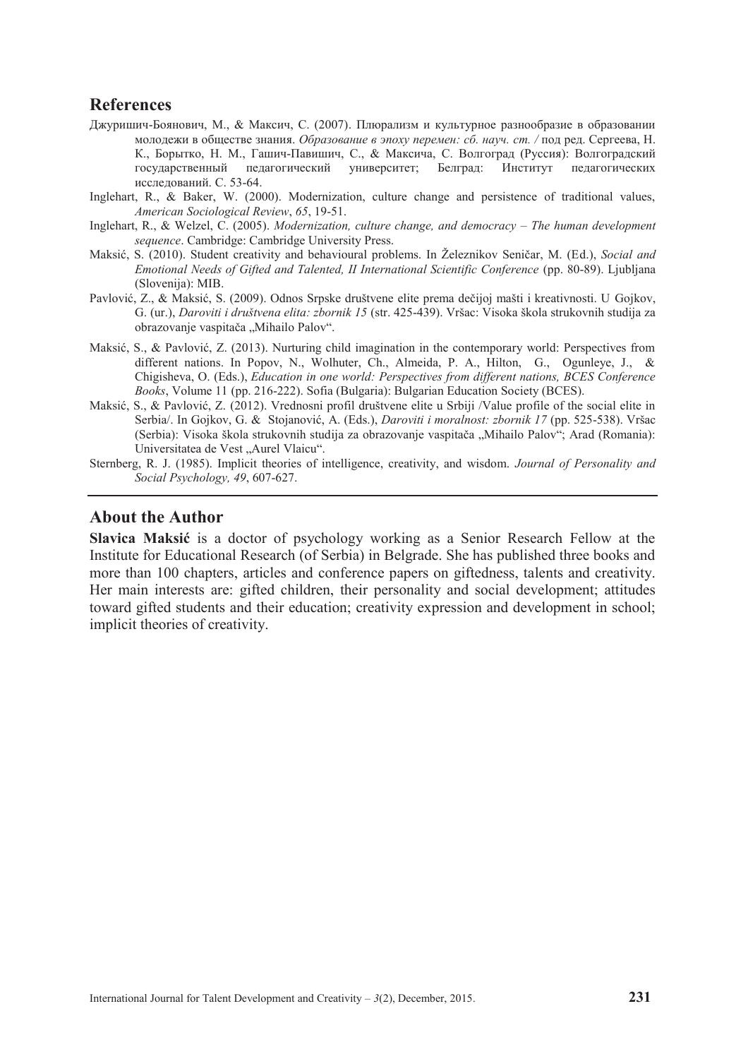## References

Джуришич-Боянович, М., & Максич, С. (2007). Плюрализм и культурное разнообразие в образовании молодежи в обществе знания. *Образование в эпоху перемен: сб. науч. ст. /* под ред. Сергеева, Н. К., Борытко, Н. М., Гашич-Павишич, С., & Максича, С. Волгоград (Руссия): Волгоградский государственный педагогический университет; Белград: Институт педагогических исследований. С. 53-64.

Inglehart, R., & Baker, W. (2000). Modernization, culture change and persistence of traditional values, *American Sociological Review*, *65*, 19-51.

Inglehart, R., & Welzel, C. (2005). *Modernization, culture change, and democracy – The human development sequence*. Cambridge: Cambridge University Press.

Maksić, S. (2010). Student creativity and behavioural problems. In Železnikov Seničar, M. (Ed.), *Social and Emotional Needs of Gifted and Talented, II International Scientific Conference* (pp. 80-89). Ljubljana (Slovenija): MIB.

Pavlović, Z., & Maksić, S. (2009). Odnos Srpske društvene elite prema dečijoj mašti i kreativnosti. U Gojkov, G. (ur.), *Daroviti i društvena elita: zbornik 15* (str. 425-439). Vršac: Visoka škola strukovnih studija za obrazovanje vaspitača „Mihailo Palov".

Maksić, S., & Pavlović, Z. (2013). Nurturing child imagination in the contemporary world: Perspectives from different nations. In Popov, N., Wolhuter, Ch., Almeida, P. A., Hilton, G., Ogunleye, J., & Chigisheva, O. (Eds.), *Education in one world: Perspectives from different nations, BCES Conference Books*, Volume 11 (pp. 216-222). Sofia (Bulgaria): Bulgarian Education Society (BCES).

Maksić, S., & Pavlović, Z. (2012). Vrednosni profil društvene elite u Srbiji /Value profile of the social elite in Serbia/. In Gojkov, G. & Stojanović, A. (Eds.), *Daroviti i moralnost: zbornik 17* (pp. 525-538). Vršac (Serbia): Visoka škola strukovnih studija za obrazovanje vaspitača „Mihailo Palov"; Arad (Romania): Universitatea de Vest „Aurel Vlaicu".

Sternberg, R. J. (1985). Implicit theories of intelligence, creativity, and wisdom. *Journal of Personality and Social Psychology, 49*, 607-627.

## About the Author

**Slavica Maksić** is a doctor of psychology working as a Senior Research Fellow at the Institute for Educational Research (of Serbia) in Belgrade. She has published three books and more than 100 chapters, articles and conference papers on giftedness, talents and creativity. Her main interests are: gifted children, their personality and social development; attitudes toward gifted students and their education; creativity expression and development in school; implicit theories of creativity.